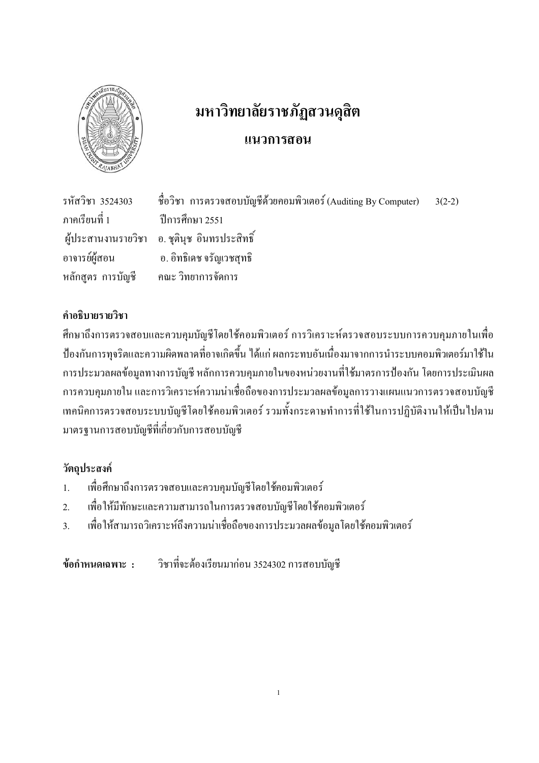# มหาวิทยาลัยราชภัฏสวนดุสิต

## แนวการสอน

รหัสวิชา 3524303 ชื่อวิชา การตรวจสอบบัญชีด้วยคอมพิวเตอร์ (Auditing By Computer) 3(2-2)

ภาคเรียนที่ 1 ปีการศึกษา 2551

ผู้ประสานงานรายวิชา อ. ชุตินุช อินทรประสิทธิ์

อาจารย์ผู้สอน อ. อิทธิเดช จรัญเวชสุทธิ

หลักสูตร การบัญชี คณะ วิทยาการจัดการ

**คำอธิบายรายวิชา**

ศึกษาถึงการตรวจสอบและควบคุมบัญชีโดยใช้คอมพิวเตอร์ การวิเคราะห์ตรวจสอบระบบการควบคุมภายในเพื่อป้องกันการทุจริตและความผิดพลาดที่อาจเกิดขึ้น ได้แก่ ผลกระทบอันเนื่องมาจากการนำระบบคอมพิวเตอร์มาใช้ในการประมวลผลข้อมูลทางการบัญชี หลักการควบคุมภายในของหน่วยงานที่ใช้มาตรการป้องกัน โดยการประเมินผลการควบคุมภายใน และการวิเคราะห์ความน่าเชื่อถือของการประมวลผลข้อมูลการวางแผนแนวการตรวจสอบบัญชี เทคนิคการตรวจสอบระบบบัญชีโดยใช้คอมพิวเตอร์ รวมทั้งกระดาษทำการที่ใช้ในการปฏิบัติงานให้เป็นไปตามมาตรฐานการสอบบัญชีที่เกี่ยวกับการสอบบัญชี

**วัตถุประสงค์**

1. เพื่อศึกษาถึงการตรวจสอบและควบคุมบัญชีโดยใช้คอมพิวเตอร์
2. เพื่อให้มีทักษะและความสามารถในการตรวจสอบบัญชีโดยใช้คอมพิวเตอร์
3. เพื่อให้สามารถวิเคราะห์ถึงความน่าเชื่อถือของการประมวลผลข้อมูลโดยใช้คอมพิวเตอร์

**ข้อกำหนดเฉพาะ :** วิชาที่จะต้องเรียนมาก่อน 3524302 การสอบบัญชี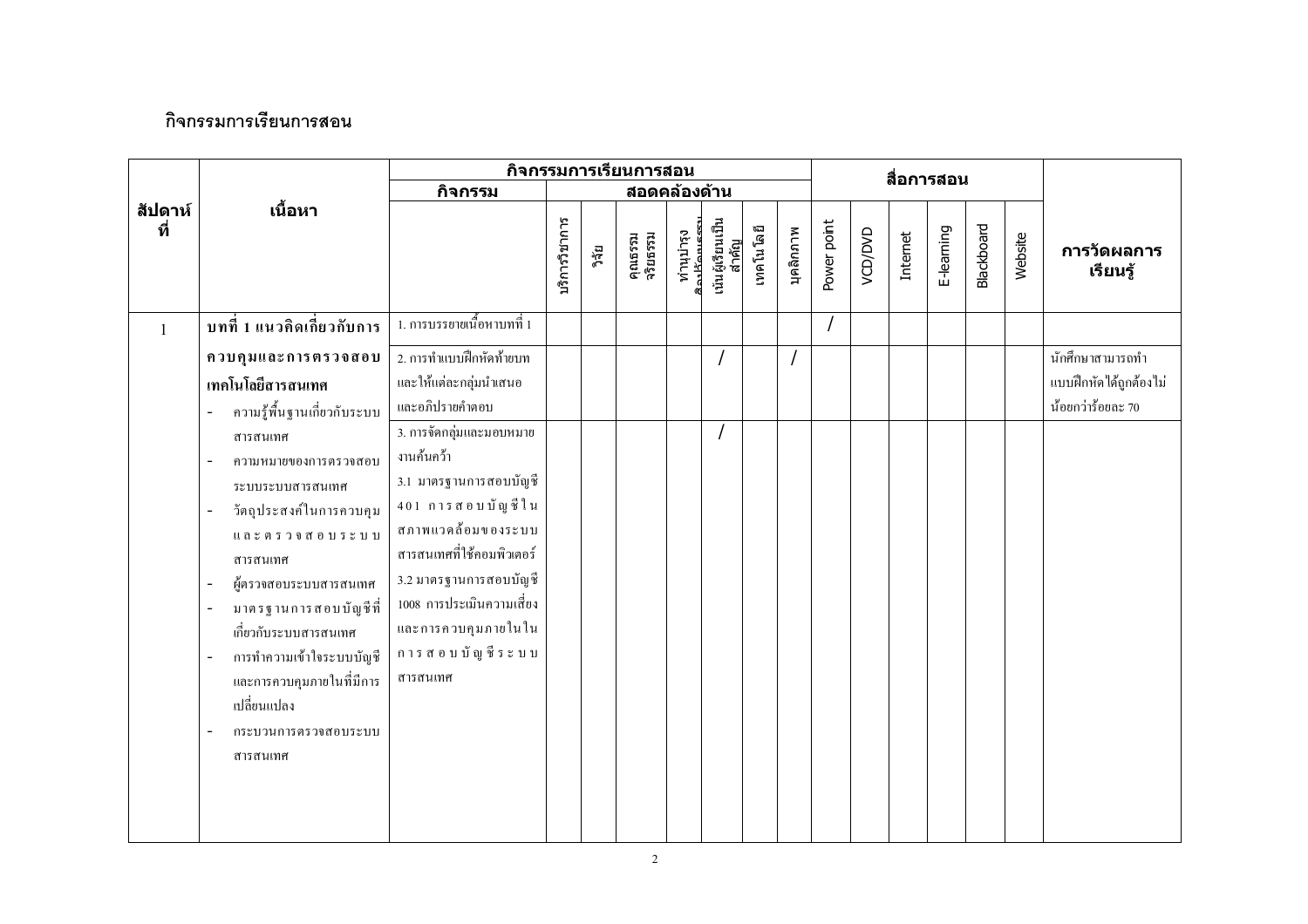## กิจกรรมการเรียนการสอน

| สัปดาห์ที่ | เนื้อหา | กิจกรรมการเรียนการสอน | | | | | | | | สื่อการสอน | | | | | | การวัดผลการเรียนรู้ |
|---|---|---|---|---|---|---|---|---|---|---|---|---|---|---|---|---|
| | | กิจกรรม | สอดคล้องด้าน | | | | | | | | | | | | | |
| | | | บริการวิชาการ | วิจัย | คุณธรรม จริยธรรม | ทำนุบำรุงศิลปวัฒนธรรม | เน้นผู้เรียนเป็นสำคัญ | เทคโนโลยี | บุคลิกภาพ | Power point | VCD/DVD | Internet | E-learning | Blackboard | Website | |
| 1 | **บทที่ 1 แนวคิดเกี่ยวกับการควบคุมและการตรวจสอบเทคโนโลยีสารสนเทศ**<br>- ความรู้พื้นฐานเกี่ยวกับระบบสารสนเทศ<br>- ความหมายของการตรวจสอบระบบระบบสารสนเทศ<br>- วัตถุประสงค์ในการควบคุมและตรวจสอบระบบสารสนเทศ<br>- ผู้ตรวจสอบระบบสารสนเทศ<br>- มาตรฐานการสอบบัญชีที่เกี่ยวกับระบบสารสนเทศ<br>- การทำความเข้าใจระบบบัญชีและการควบคุมภายในที่มีการเปลี่ยนแปลง<br>- กระบวนการตรวจสอบระบบสารสนเทศ | 1. การบรรยายเนื้อหาบทที่ 1 | | | | | | | | / | | | | | | |
| | | 2. การทำแบบฝึกหัดท้ายบทและให้แต่ละกลุ่มนำเสนอและอภิปรายคำตอบ | | | | | / | | / | | | | | | | นักศึกษาสามารถทำแบบฝึกหัดได้ถูกต้องไม่น้อยกว่าร้อยละ 70 |
| | | 3. การจัดกลุ่มและมอบหมายงานค้นคว้า<br>3.1 มาตรฐานการสอบบัญชี 401 การสอบบัญชีในสภาพแวดล้อมของระบบสารสนเทศที่ใช้คอมพิวเตอร์<br>3.2 มาตรฐานการสอบบัญชี 1008 การประเมินความเสี่ยงและการควบคุมภายในการสอบบัญชีระบบสารสนเทศ | | | | | / | | | | | | | | | |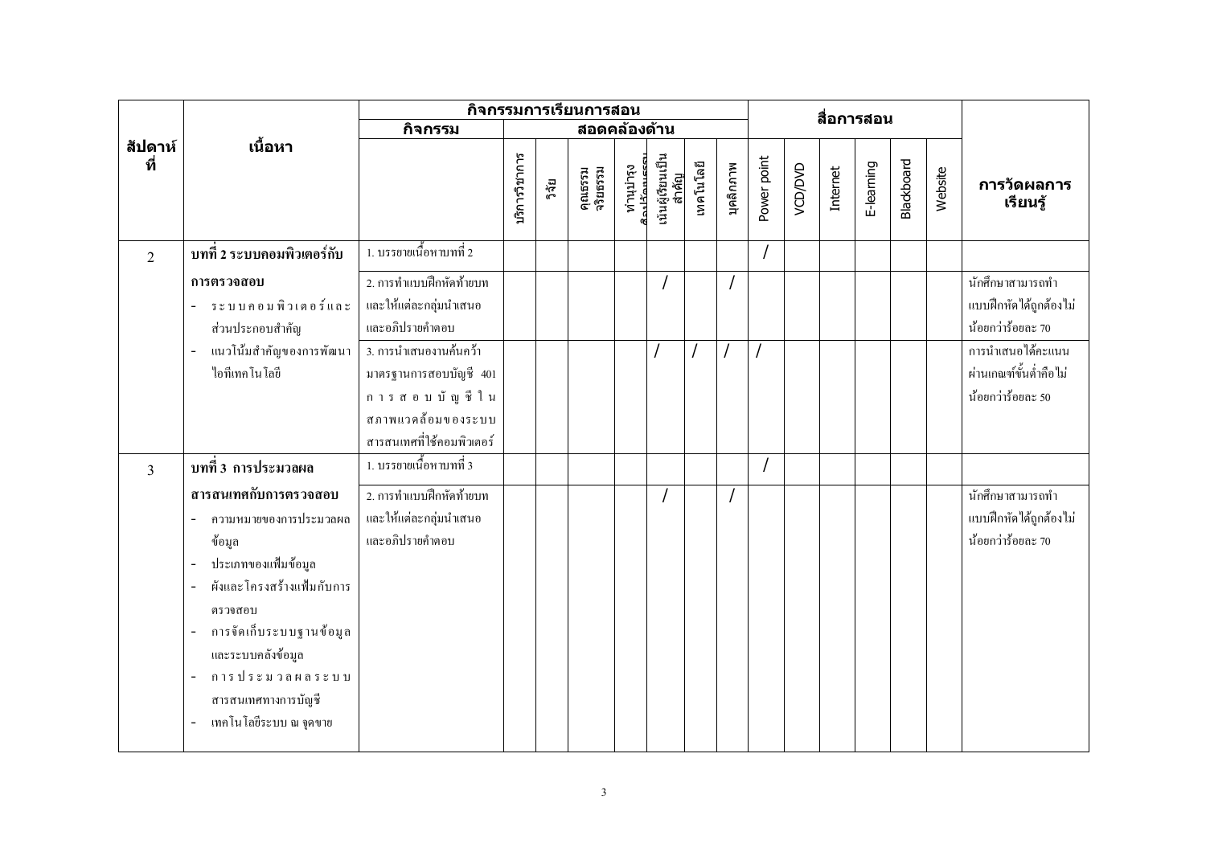| สัปดาห์ที่ | เนื้อหา | กิจกรรมการเรียนการสอน | | | | | | | | สื่อการสอน | | | | | | การวัดผลการเรียนรู้ |
|---|---|---|---|---|---|---|---|---|---|---|---|---|---|---|---|---|
| | | กิจกรรม | สอดคล้องด้าน | | | | | | | | | | | | | |
| | | | บริการวิชาการ | วิจัย | คุณธรรม จริยธรรม | ทำนุบำรุงศิลปวัฒนธรรม | เน้นผู้เรียนเป็นสำคัญ | เทคโนโลยี | บุคลิกภาพ | Power point | VCD/DVD | Internet | E-learning | Blackboard | Website | |
| 2 | **บทที่ 2 ระบบคอมพิวเตอร์กับการตรวจสอบ** | 1. บรรยายเนื้อหาบทที่ 2 | | | | | | | | / | | | | | | |
| | - ระบบคอมพิวเตอร์และส่วนประกอบสำคัญ<br>- แนวโน้มสำคัญของการพัฒนาไอทีเทคโนโลยี | 2. การทำแบบฝึกหัดท้ายบท และให้แต่ละกลุ่มนำเสนอ และอภิปรายคำตอบ | | | | | / | | / | | | | | | | นักศึกษาสามารถทำแบบฝึกหัดได้ถูกต้องไม่น้อยกว่าร้อยละ 70 |
| | | 3. การนำเสนองานค้นคว้า มาตรฐานการสอบบัญชี 401 การสอบบัญชีในสภาพแวดล้อมของระบบสารสนเทศที่ใช้คอมพิวเตอร์ | | | | | / | / | / | / | | | | | | การนำเสนอได้คะแนนผ่านเกณฑ์ขั้นต่ำคือไม่น้อยกว่าร้อยละ 50 |
| 3 | **บทที่ 3 การประมวลผลสารสนเทศกับการตรวจสอบ** | 1. บรรยายเนื้อหาบทที่ 3 | | | | | | | | / | | | | | | |
| | - ความหมายของการประมวลผลข้อมูล<br>- ประเภทของแฟ้มข้อมูล<br>- ผังและโครงสร้างแฟ้มกับการตรวจสอบ<br>- การจัดเก็บระบบฐานข้อมูลและระบบคลังข้อมูล<br>- การประมวลผลระบบสารสนเทศทางการบัญชี<br>- เทคโนโลยีระบบ ณ จุดขาย | 2. การทำแบบฝึกหัดท้ายบท และให้แต่ละกลุ่มนำเสนอ และอภิปรายคำตอบ | | | | | / | | / | | | | | | | นักศึกษาสามารถทำแบบฝึกหัดได้ถูกต้องไม่น้อยกว่าร้อยละ 70 |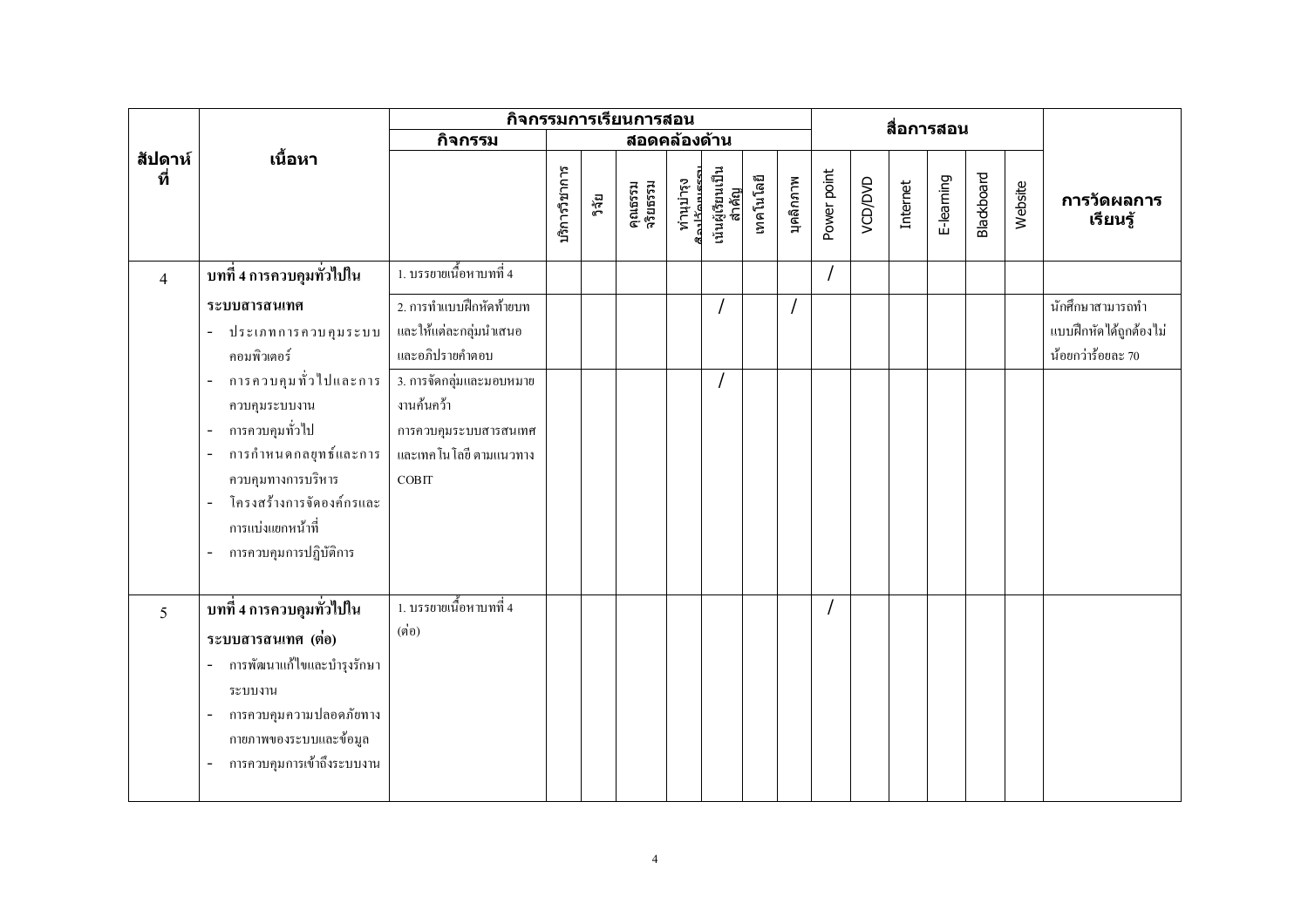| สัปดาห์ที่ | เนื้อหา | กิจกรรมการเรียนการสอน | | | | | | | | | สื่อการสอน | | | | | | การวัดผลการเรียนรู้ |
|---|---|---|---|---|---|---|---|---|---|---|---|---|---|---|---|---|---|
| | | กิจกรรม | สอดคล้องด้าน | | | | | | | | | | | | | | |
| | | | บริการวิชาการ | วิจัย | คุณธรรม จริยธรรม | ทำนุบำรุงศิลปวัฒนธรรม | เน้นผู้เรียนเป็นสำคัญ | เทคโนโลยี | บุคลิกภาพ | Power point | VCD/DVD | Internet | E-learning | Blackboard | Website | |
| 4 | **บทที่ 4 การควบคุมทั่วไปในระบบสารสนเทศ** | 1. บรรยายเนื้อหาบทที่ 4 | | | | | | | | / | | | | | | |
| | - ประเภทการควบคุมระบบคอมพิวเตอร์<br>- การควบคุมทั่วไปและการควบคุมระบบงาน<br>- การควบคุมทั่วไป<br>- การกำหนดกลยุทธ์และการควบคุมทางการบริหาร<br>- โครงสร้างการจัดองค์กรและการแบ่งแยกหน้าที่<br>- การควบคุมการปฏิบัติการ | 2. การทำแบบฝึกหัดท้ายบท และให้แต่ละกลุ่มนำเสนอและอภิปรายคำตอบ | | | | | / | | / | | | | | | | นักศึกษาสามารถทำแบบฝึกหัดได้ถูกต้องไม่น้อยกว่าร้อยละ 70 |
| | | 3. การจัดกลุ่มและมอบหมายงานค้นคว้า การควบคุมระบบสารสนเทศและเทคโนโลยี ตามแนวทาง COBIT | | | | | / | | | | | | | | | |
| 5 | **บทที่ 4 การควบคุมทั่วไปในระบบสารสนเทศ (ต่อ)**<br>- การพัฒนาแก้ไขและบำรุงรักษาระบบงาน<br>- การควบคุมความปลอดภัยทางกายภาพของระบบและข้อมูล<br>- การควบคุมการเข้าถึงระบบงาน | 1. บรรยายเนื้อหาบทที่ 4 (ต่อ) | | | | | | | | / | | | | | | |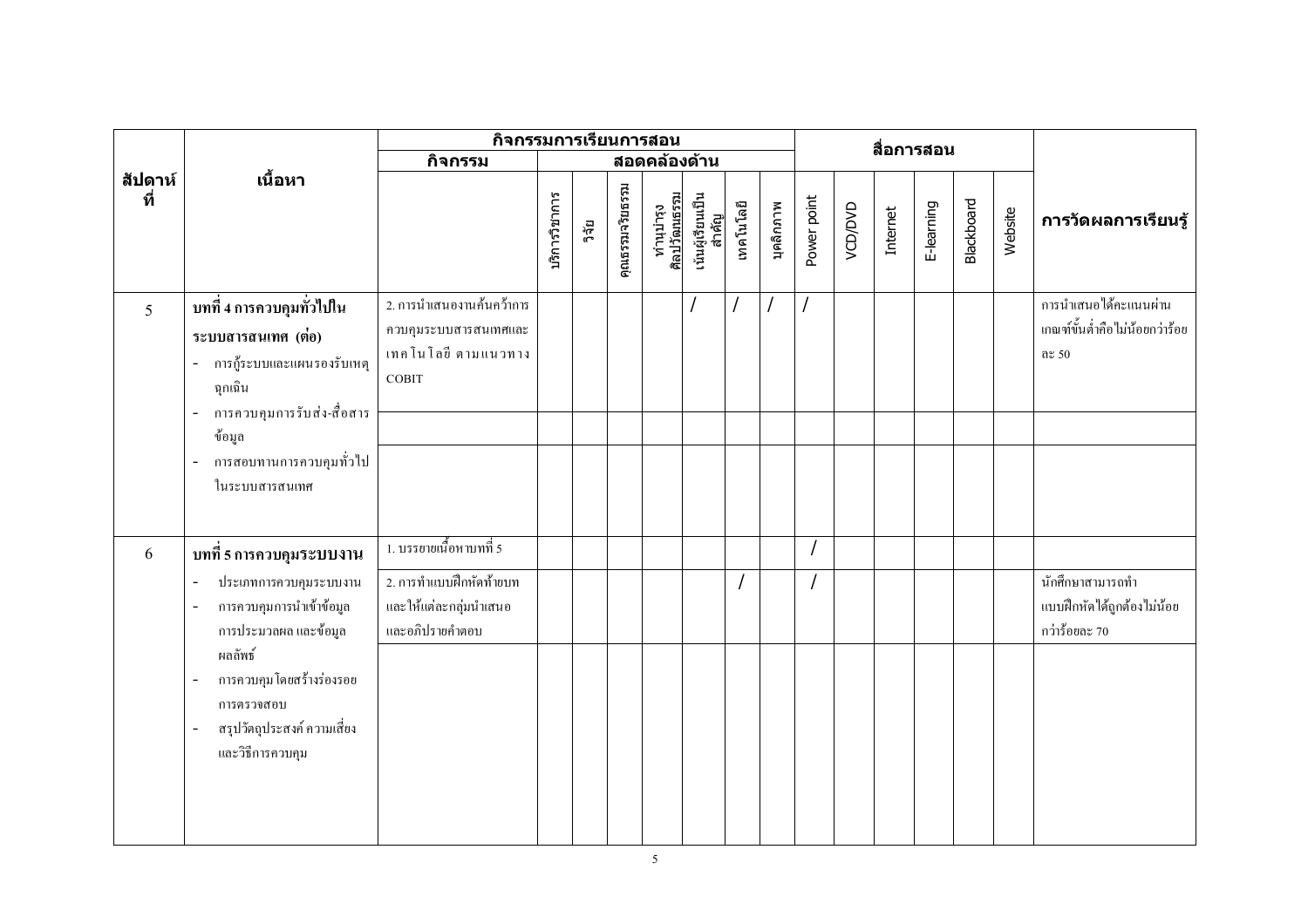| สัปดาห์ที่ | เนื้อหา | กิจกรรมการเรียนการสอน | | | | | | | | | สื่อการสอน | | | | | | การวัดผลการเรียนรู้ |
|---|---|---|---|---|---|---|---|---|---|---|---|---|---|---|---|---|---|
| | | กิจกรรม | สอดคล้องด้าน | | | | | | | | | | | | | | |
| | | | บริการวิชาการ | วิจัย | คุณธรรมจริยธรรม | ทำนุบำรุงศิลปวัฒนธรรม | เน้นผู้เรียนเป็นสำคัญ | เทคโนโลยี | บุคลิกภาพ | Power point | VCD/DVD | Internet | E-learning | Blackboard | Website | |
| 5 | **บทที่ 4 การควบคุมทั่วไปในระบบสารสนเทศ (ต่อ)**<br>- การกู้ระบบและแผนรองรับเหตุฉุกเฉิน<br>- การควบคุมการรับส่ง-สื่อสารข้อมูล<br>- การสอบทานการควบคุมทั่วไปในระบบสารสนเทศ | 2. การนำเสนองานค้นคว้าการควบคุมระบบสารสนเทศและเทคโนโลยี ตามแนวทาง COBIT | | | | | / | / | / | / | | | | | | การนำเสนอได้คะแนนผ่านเกณฑ์ขั้นต่ำคือไม่น้อยกว่าร้อยละ 50 |
| 6 | **บทที่ 5 การควบคุมระบบงาน**<br>- ประเภทการควบคุมระบบงาน<br>- การควบคุมการนำเข้าข้อมูล การประมวลผล และข้อมูลผลลัพธ์<br>- การควบคุมโดยสร้างร่องรอยการตรวจสอบ<br>- สรุปวัตถุประสงค์ ความเสี่ยง และวิธีการควบคุม | 1. บรรยายเนื้อหาบทที่ 5 | | | | | | | | / | | | | | | |
| | | 2. การทำแบบฝึกหัดท้ายบท และให้แต่ละกลุ่มนำเสนอและอภิปรายคำตอบ | | | | | | / | | / | | | | | | นักศึกษาสามารถทำแบบฝึกหัดได้ถูกต้องไม่น้อยกว่าร้อยละ 70 |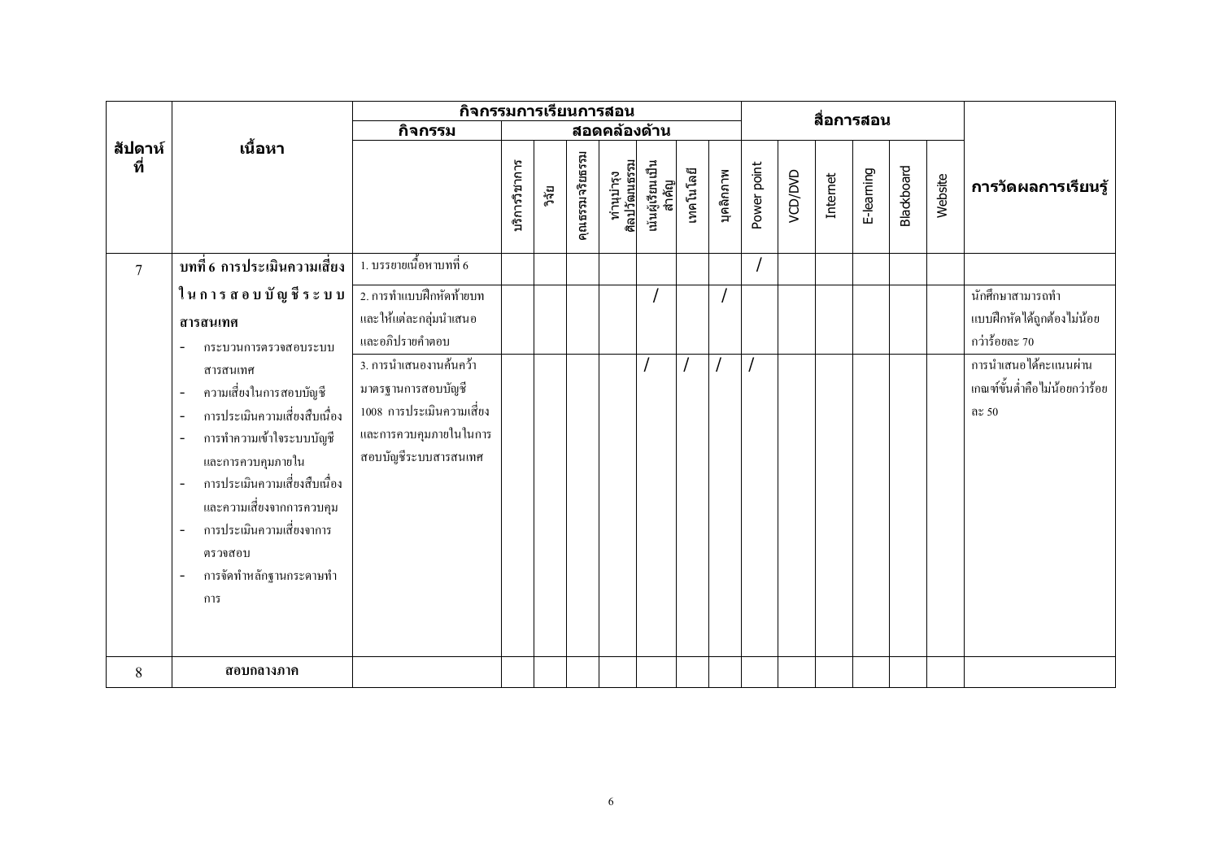| สัปดาห์ที่ | เนื้อหา | กิจกรรมการเรียนการสอน | | | | | | | | | สื่อการสอน | | | | | | การวัดผลการเรียนรู้ |
|---|---|---|---|---|---|---|---|---|---|---|---|---|---|---|---|---|---|
| | | กิจกรรม | สอดคล้องด้าน | | | | | | | | | | | | | | |
| | | | บริการวิชาการ | วิจัย | คุณธรรมจริยธรรม | ทำนุบำรุงศิลปวัฒนธรรม | เน้นผู้เรียนเป็นสำคัญ | เทคโนโลยี | บุคลิกภาพ | Power point | VCD/DVD | Internet | E-learning | Blackboard | Website | |
| 7 | **บทที่ 6 การประเมินความเสี่ยงในการสอบบัญชีระบบสารสนเทศ**<br>- กระบวนการตรวจสอบระบบสารสนเทศ<br>- ความเสี่ยงในการสอบบัญชี<br>- การประเมินความเสี่ยงสืบเนื่อง<br>- การทำความเข้าใจระบบบัญชีและการควบคุมภายใน<br>- การประเมินความเสี่ยงสืบเนื่องและความเสี่ยงจากการควบคุม<br>- การประเมินความเสี่ยงจากการตรวจสอบ<br>- การจัดทำหลักฐานกระดาษทำการ | 1. บรรยายเนื้อหาบทที่ 6 | | | | | | | | / | | | | | | |
| | | 2. การทำแบบฝึกหัดท้ายบทและให้แต่ละกลุ่มนำเสนอและอภิปรายคำตอบ | | | | | / | | / | | | | | | | นักศึกษาสามารถทำแบบฝึกหัดได้ถูกต้องไม่น้อยกว่าร้อยละ 70 |
| | | 3. การนำเสนองานค้นคว้ามาตรฐานการสอบบัญชี 1008 การประเมินความเสี่ยงและการควบคุมภายในในการสอบบัญชีระบบสารสนเทศ | | | | | / | / | / | / | | | | | | การนำเสนอได้คะแนนผ่านเกณฑ์ขั้นต่ำคือไม่น้อยกว่าร้อยละ 50 |
| 8 | **สอบกลางภาค** | | | | | | | | | | | | | | | |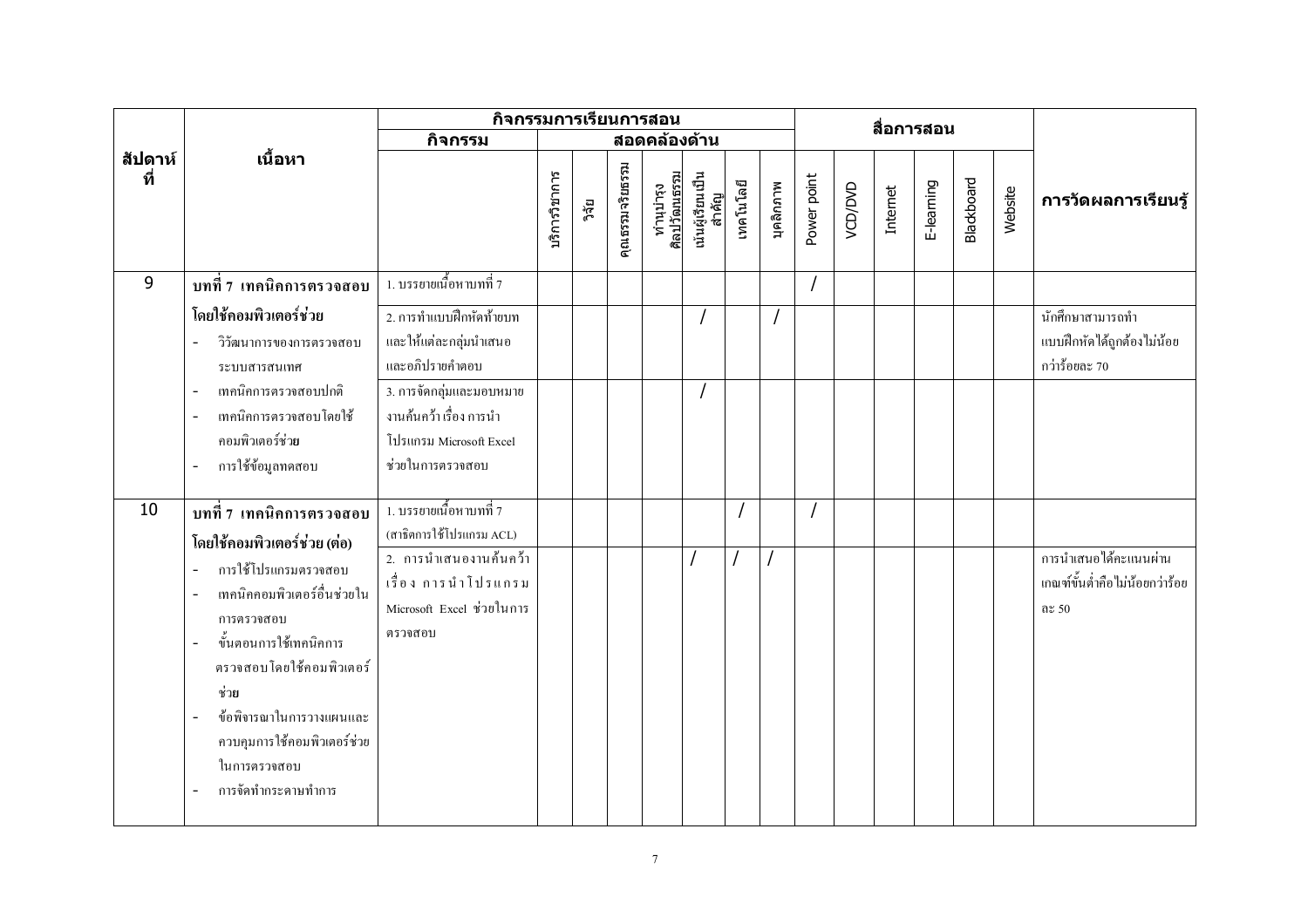| สัปดาห์ที่ | เนื้อหา | กิจกรรมการเรียนการสอน | | | | | | | | | สื่อการสอน | | | | | | | การวัดผลการเรียนรู้ |
|---|---|---|---|---|---|---|---|---|---|---|---|---|---|---|---|---|---|---|
| | | กิจกรรม | สอดคล้องด้าน | | | | | | | | | | | | | | | |
| | | | บริการวิชาการ | วิจัย | คุณธรรมจริยธรรม | ทำนุบำรุงศิลปวัฒนธรรม | เน้นผู้เรียนเป็นสำคัญ | เทคโนโลยี | บุคลิกภาพ | Power point | VCD/DVD | Internet | E-learning | Blackboard | Website | |
| 9 | **บทที่ 7 เทคนิคการตรวจสอบโดยใช้คอมพิวเตอร์ช่วย** | 1. บรรยายเนื้อหาบทที่ 7 | | | | | | | | / | | | | | | |
| | - วิวัฒนาการของการตรวจสอบระบบสารสนเทศ<br>- เทคนิคการตรวจสอบปกติ<br>- เทคนิคการตรวจสอบโดยใช้คอมพิวเตอร์ช่วย<br>- การใช้ข้อมูลทดสอบ | 2. การทำแบบฝึกหัดท้ายบทและให้แต่ละกลุ่มนำเสนอและอภิปรายคำตอบ | | | | | / | | / | | | | | | | นักศึกษาสามารถทำแบบฝึกหัดได้ถูกต้องไม่น้อยกว่าร้อยละ 70 |
| | | 3. การจัดกลุ่มและมอบหมายงานค้นคว้า เรื่อง การนำโปรแกรม Microsoft Excel ช่วยในการตรวจสอบ | | | | | / | | | | | | | | | |
| 10 | **บทที่ 7 เทคนิคการตรวจสอบโดยใช้คอมพิวเตอร์ช่วย (ต่อ)** | 1. บรรยายเนื้อหาบทที่ 7 (สาธิตการใช้โปรแกรม ACL) | | | | | | / | | / | | | | | | |
| | - การใช้โปรแกรมตรวจสอบ<br>- เทคนิคคอมพิวเตอร์อื่นช่วยในการตรวจสอบ<br>- ขั้นตอนการใช้เทคนิคการตรวจสอบโดยใช้คอมพิวเตอร์ช่วย<br>- ข้อพิจารณาในการวางแผนและควบคุมการใช้คอมพิวเตอร์ช่วยในการตรวจสอบ<br>- การจัดทำกระดาษทำการ | 2. การนำเสนองานค้นคว้า เรื่อง การนำโปรแกรม Microsoft Excel ช่วยในการตรวจสอบ | | | | | / | / | / | | | | | | | การนำเสนอได้คะแนนผ่านเกณฑ์ขั้นต่ำคือไม่น้อยกว่าร้อยละ 50 |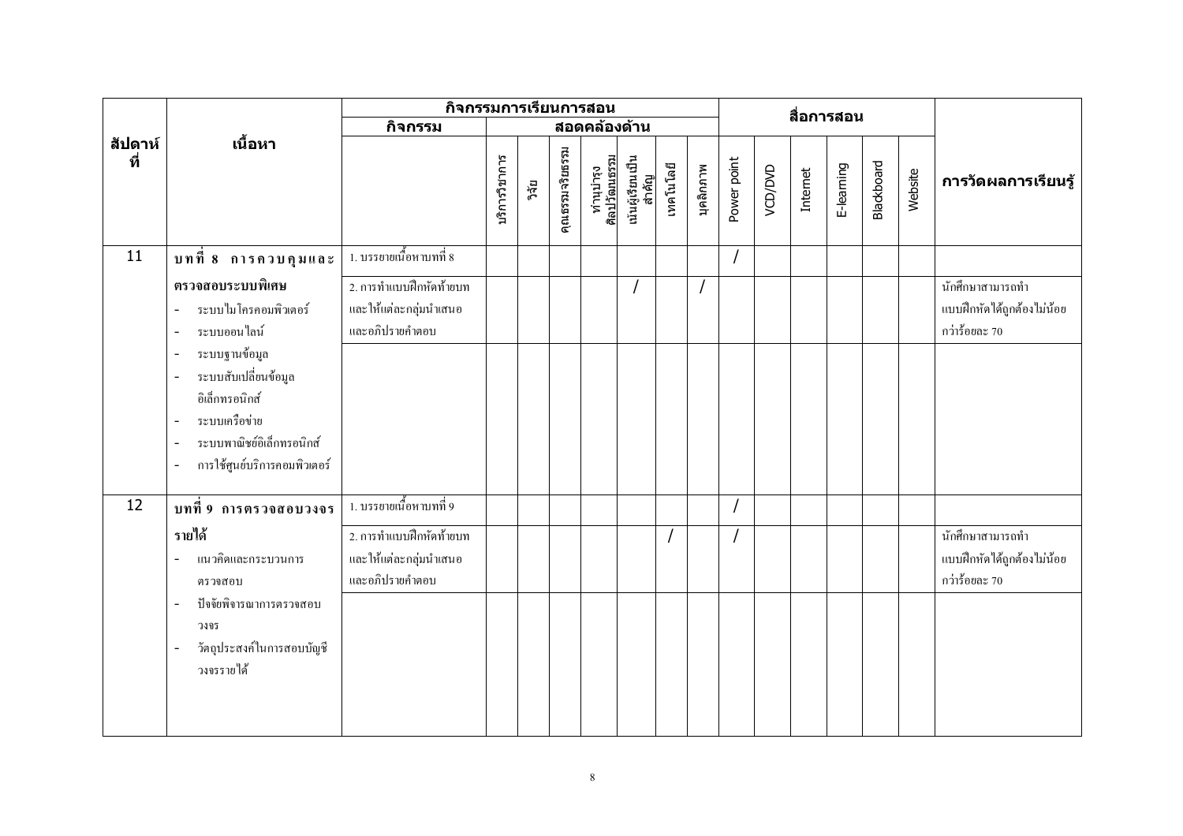| สัปดาห์ที่ | เนื้อหา | กิจกรรมการเรียนการสอน | | | | | | | | สื่อการสอน | | | | | | การวัดผลการเรียนรู้ |
|---|---|---|---|---|---|---|---|---|---|---|---|---|---|---|---|---|
| | | กิจกรรม | สอดคล้องด้าน | | | | | | | | | | | | | |
| | | | บริการวิชาการ | วิจัย | คุณธรรมจริยธรรม | ทำนุบำรุงศิลปวัฒนธรรม | เน้นผู้เรียนเป็นสำคัญ | เทคโนโลยี | บุคลิกภาพ | Power point | VCD/DVD | Internet | E-learning | Blackboard | Website | |
| 11 | **บทที่ 8 การควบคุมและตรวจสอบระบบพิเศษ**<br>- ระบบไมโครคอมพิวเตอร์<br>- ระบบออนไลน์<br>- ระบบฐานข้อมูล<br>- ระบบสับเปลี่ยนข้อมูลอิเล็กทรอนิกส์<br>- ระบบเครือข่าย<br>- ระบบพาณิชย์อิเล็กทรอนิกส์<br>- การใช้ศูนย์บริการคอมพิวเตอร์ | 1. บรรยายเนื้อหาบทที่ 8 | | | | | | | | / | | | | | | |
| | | 2. การทำแบบฝึกหัดท้ายบท และให้แต่ละกลุ่มนำเสนอและอภิปรายคำตอบ | | | | | / | | / | | | | | | | นักศึกษาสามารถทำแบบฝึกหัดได้ถูกต้องไม่น้อยกว่าร้อยละ 70 |
| 12 | **บทที่ 9 การตรวจสอบวงจรรายได้**<br>- แนวคิดและกระบวนการตรวจสอบ<br>- ปัจจัยพิจารณาการตรวจสอบวงจร<br>- วัตถุประสงค์ในการสอบบัญชีวงจรรายได้ | 1. บรรยายเนื้อหาบทที่ 9 | | | | | | | | / | | | | | | |
| | | 2. การทำแบบฝึกหัดท้ายบท และให้แต่ละกลุ่มนำเสนอและอภิปรายคำตอบ | | | | | | / | | / | | | | | | นักศึกษาสามารถทำแบบฝึกหัดได้ถูกต้องไม่น้อยกว่าร้อยละ 70 |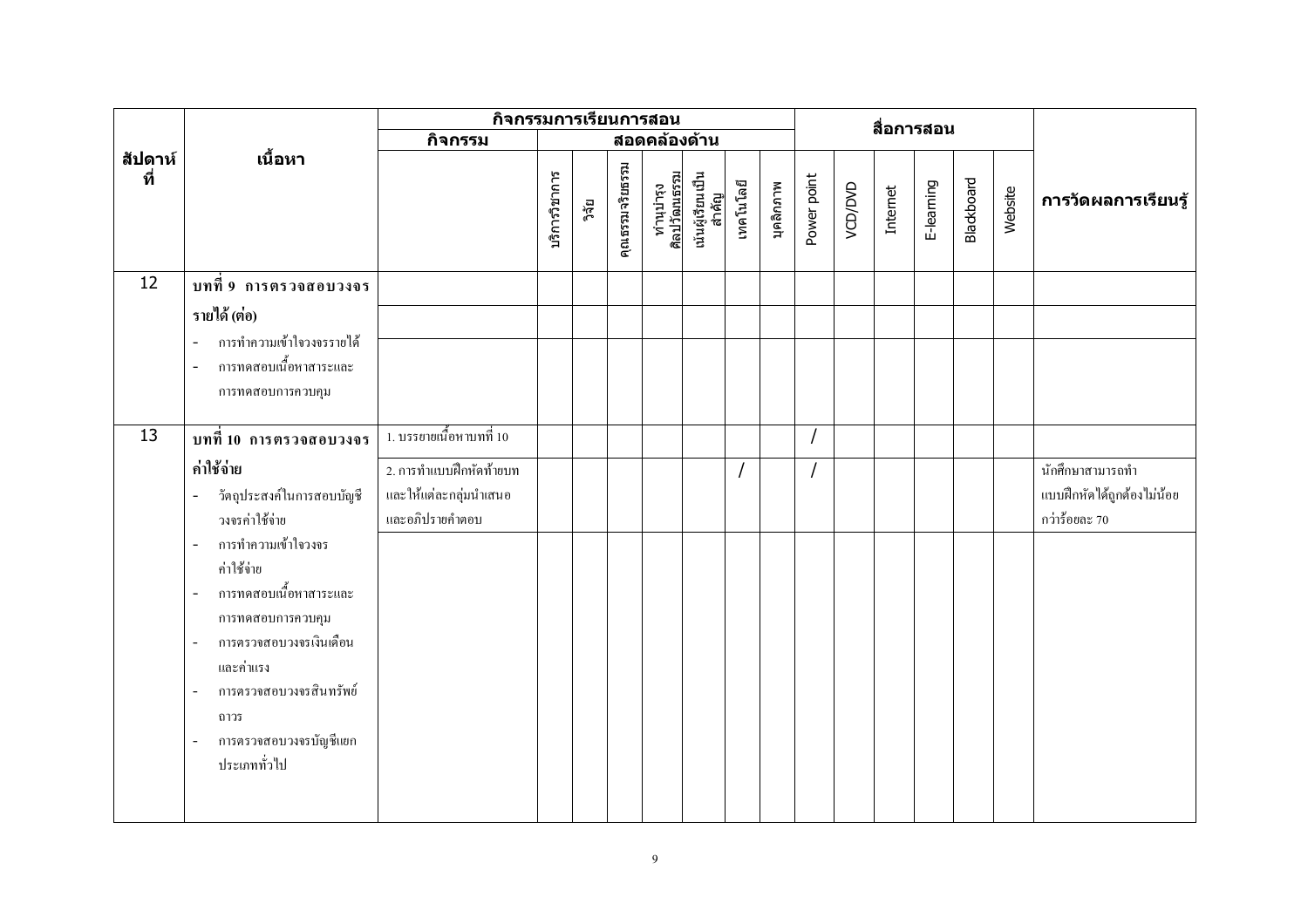| สัปดาห์ที่ | เนื้อหา | กิจกรรมการเรียนการสอน | | | | | | | | | สื่อการสอน | | | | | | การวัดผลการเรียนรู้ |
|---|---|---|---|---|---|---|---|---|---|---|---|---|---|---|---|---|---|
| | | กิจกรรม | สอดคล้องด้าน | | | | | | | | | | | | | | |
| | | | บริการวิชาการ | วิจัย | คุณธรรมจริยธรรม | ทำนุบำรุงศิลปวัฒนธรรม | เน้นผู้เรียนเป็นสำคัญ | เทคโนโลยี | บุคลิกภาพ | Power point | VCD/DVD | Internet | E-learning | Blackboard | Website | |
| 12 | **บทที่ 9 การตรวจสอบวงจรรายได้ (ต่อ)**<br>- การทำความเข้าใจวงจรรายได้<br>- การทดสอบเนื้อหาสาระและการทดสอบการควบคุม | | | | | | | | | | | | | | | |
| 13 | **บทที่ 10 การตรวจสอบวงจรค่าใช้จ่าย** | 1. บรรยายเนื้อหาบทที่ 10 | | | | | | | | / | | | | | | |
| | - วัตถุประสงค์ในการสอบบัญชีวงจรค่าใช้จ่าย | 2. การทำแบบฝึกหัดท้ายบทและให้แต่ละกลุ่มนำเสนอและอภิปรายคำตอบ | | | | | | / | | / | | | | | | นักศึกษาสามารถทำแบบฝึกหัดได้ถูกต้องไม่น้อยกว่าร้อยละ 70 |
| | - การทำความเข้าใจวงจรค่าใช้จ่าย<br>- การทดสอบเนื้อหาสาระและการทดสอบการควบคุม<br>- การตรวจสอบวงจรเงินเดือนและค่าแรง<br>- การตรวจสอบวงจรสินทรัพย์ถาวร<br>- การตรวจสอบวงจรบัญชีแยกประเภททั่วไป | | | | | | | | | | | | | | | |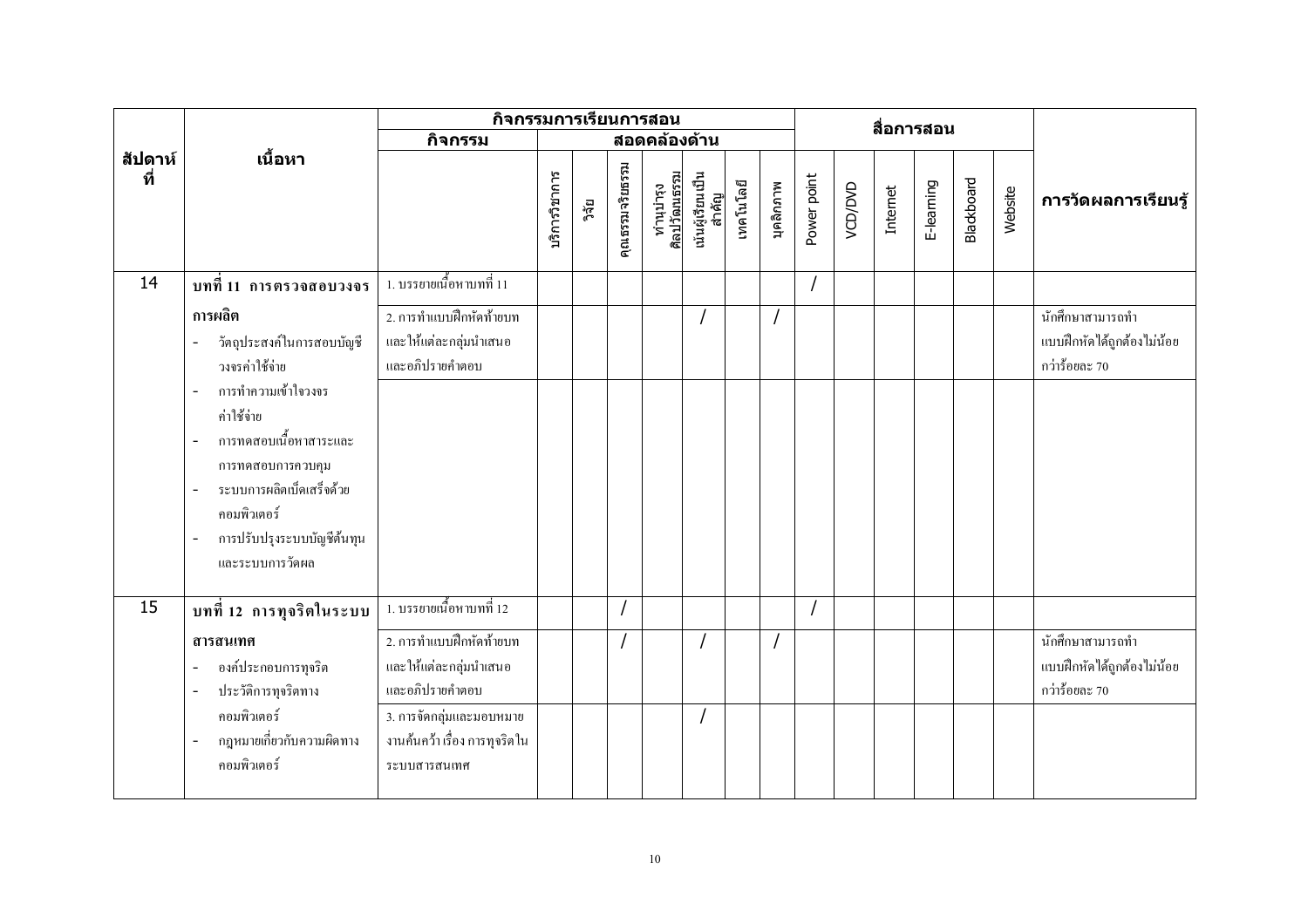| สัปดาห์ที่ | เนื้อหา | กิจกรรมการเรียนการสอน | | | | | | | | | สื่อการสอน | | | | | | | การวัดผลการเรียนรู้ |
|---|---|---|---|---|---|---|---|---|---|---|---|---|---|---|---|---|---|---|
| | | กิจกรรม | สอดคล้องด้าน | | | | | | | | | | | | | | | |
| | | | บริการวิชาการ | วิจัย | คุณธรรมจริยธรรม | ทำนุบำรุงศิลปวัฒนธรรม | เน้นผู้เรียนเป็นสำคัญ | เทคโนโลยี | บุคลิกภาพ | Power point | VCD/DVD | Internet | E-learning | Blackboard | Website | |
| 14 | **บทที่ 11 การตรวจสอบวงจรการผลิต**<br>- วัตถุประสงค์ในการสอบบัญชีวงจรค่าใช้จ่าย<br>- การทำความเข้าใจวงจรค่าใช้จ่าย<br>- การทดสอบเนื้อหาสาระและการทดสอบการควบคุม<br>- ระบบการผลิตเบ็ดเสร็จด้วยคอมพิวเตอร์<br>- การปรับปรุงระบบบัญชีต้นทุนและระบบการวัดผล | 1. บรรยายเนื้อหาบทที่ 11 | | | | | | | | / | | | | | | |
| | | 2. การทำแบบฝึกหัดท้ายบทและให้แต่ละกลุ่มนำเสนอและอภิปรายคำตอบ | | | | | / | | / | | | | | | | นักศึกษาสามารถทำแบบฝึกหัดได้ถูกต้องไม่น้อยกว่าร้อยละ 70 |
| 15 | **บทที่ 12 การทุจริตในระบบสารสนเทศ**<br>- องค์ประกอบการทุจริต<br>- ประวัติการทุจริตทางคอมพิวเตอร์<br>- กฎหมายเกี่ยวกับความผิดทางคอมพิวเตอร์ | 1. บรรยายเนื้อหาบทที่ 12 | | | / | | | | | / | | | | | | |
| | | 2. การทำแบบฝึกหัดท้ายบทและให้แต่ละกลุ่มนำเสนอและอภิปรายคำตอบ | | | / | | / | | / | | | | | | | นักศึกษาสามารถทำแบบฝึกหัดได้ถูกต้องไม่น้อยกว่าร้อยละ 70 |
| | | 3. การจัดกลุ่มและมอบหมายงานค้นคว้าเรื่อง การทุจริตในระบบสารสนเทศ | | | | | / | | | | | | | | | |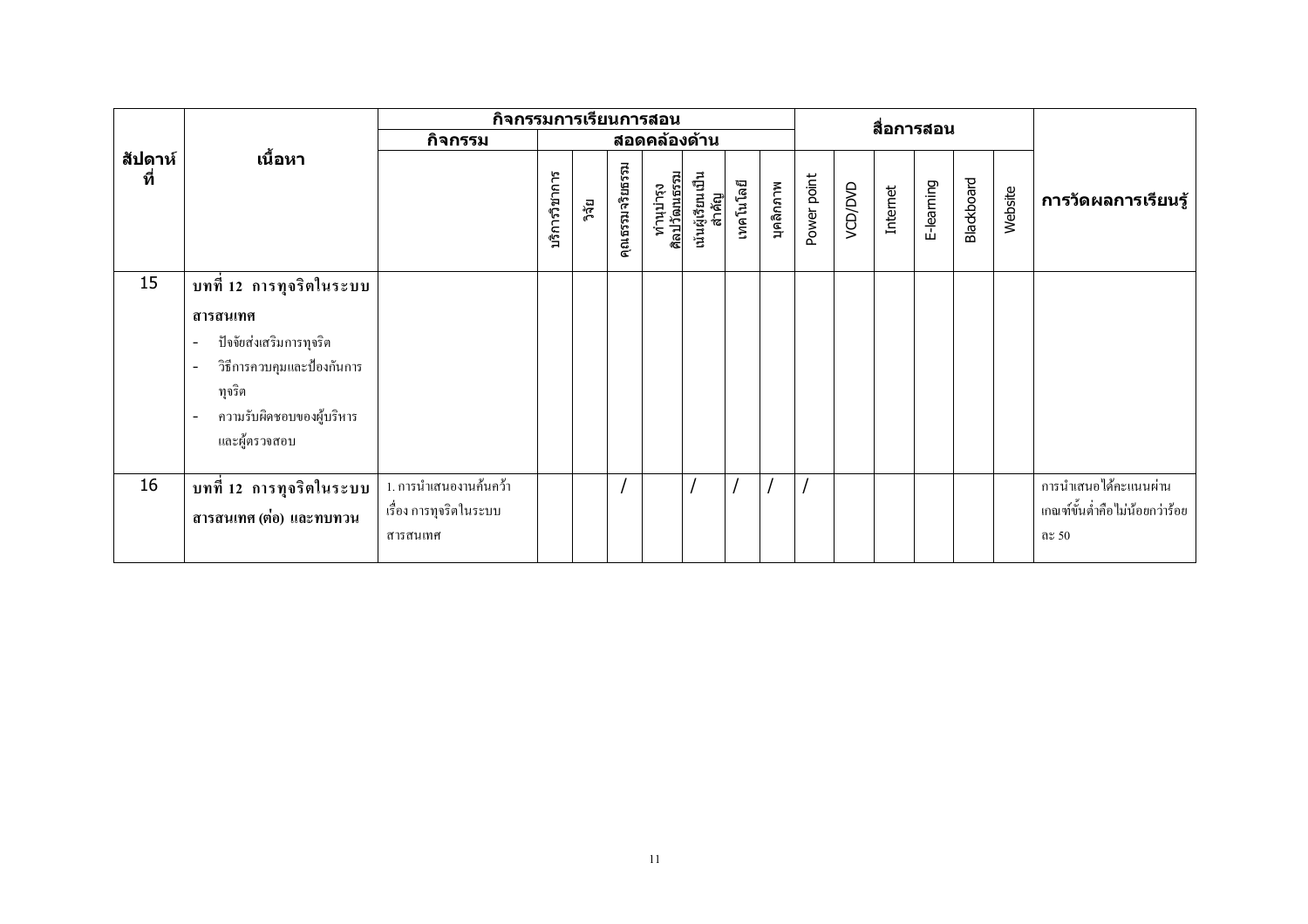| สัปดาห์ที่ | เนื้อหา | กิจกรรมการเรียนการสอน | | | | | | | | สื่อการสอน | | | | | | การวัดผลการเรียนรู้ |
|---|---|---|---|---|---|---|---|---|---|---|---|---|---|---|---|---|
| | | กิจกรรม | สอดคล้องด้าน | | | | | | | | | | | | | |
| | | | บริการวิชาการ | วิจัย | คุณธรรมจริยธรรม | ทำนุบำรุงศิลปวัฒนธรรม | เน้นผู้เรียนเป็นสำคัญ | เทคโนโลยี | บุคลิกภาพ | Power point | VCD/DVD | Internet | E-learning | Blackboard | Website | |
| 15 | **บทที่ 12 การทุจริตในระบบสารสนเทศ**<br>- ปัจจัยส่งเสริมการทุจริต<br>- วิธีการควบคุมและป้องกันการทุจริต<br>- ความรับผิดชอบของผู้บริหารและผู้ตรวจสอบ | | | | | | | | | | | | | | | |
| 16 | **บทที่ 12 การทุจริตในระบบสารสนเทศ (ต่อ) และทบทวน** | 1. การนำเสนองานค้นคว้า เรื่อง การทุจริตในระบบสารสนเทศ | | | / | | / | / | / | / | | | | | | การนำเสนอได้คะแนนผ่านเกณฑ์ขั้นต่ำคือไม่น้อยกว่าร้อยละ 50 |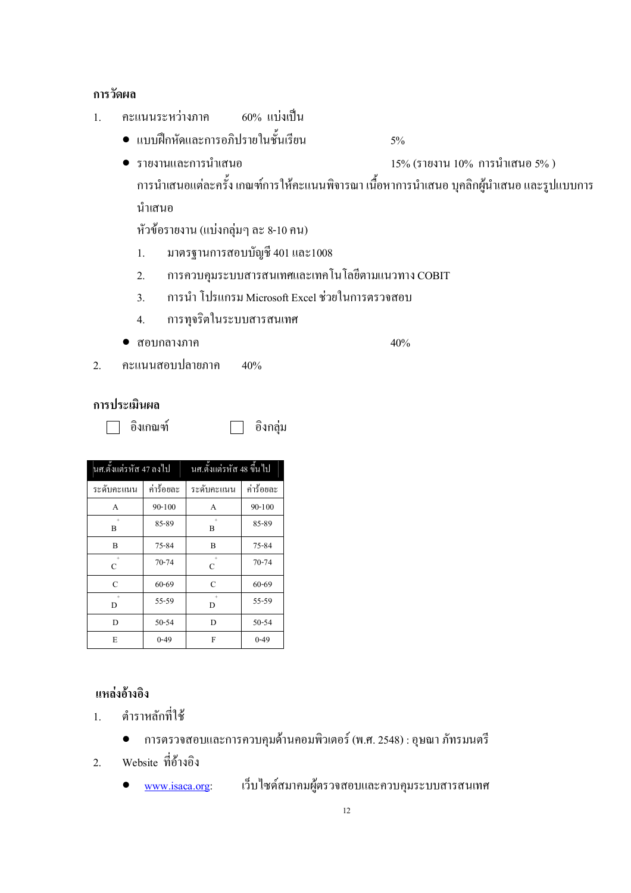**การวัดผล**

1. คะแนนระหว่างภาค 60% แบ่งเป็น
   - แบบฝึกหัดและการอภิปรายในชั้นเรียน 5%
   - รายงานและการนำเสนอ 15% (รายงาน 10% การนำเสนอ 5% )

     การนำเสนอแต่ละครั้ง เกณฑ์การให้คะแนนพิจารณา เนื้อหาการนำเสนอ บุคลิกผู้นำเสนอ และรูปแบบการนำเสนอ

     หัวข้อรายงาน (แบ่งกลุ่มๆ ละ 8-10 คน)

     1. มาตรฐานการสอบบัญชี 401 และ1008
     2. การควบคุมระบบสารสนเทศและเทคโนโลยีตามแนวทาง COBIT
     3. การนำ โปรแกรม Microsoft Excel ช่วยในการตรวจสอบ
     4. การทุจริตในระบบสารสนเทศ
   - สอบกลางภาค 40%
2. คะแนนสอบปลายภาค 40%

**การประเมินผล**

☐ อิงเกณฑ์ ☐ อิงกลุ่ม

| นศ.ตั้งแต่รหัส 47 ลงไป | | นศ.ตั้งแต่รหัส 48 ขึ้นไป | |
|---|---|---|---|
| ระดับคะแนน | ค่าร้อยละ | ระดับคะแนน | ค่าร้อยละ |
| A | 90-100 | A | 90-100 |
| B+ | 85-89 | B+ | 85-89 |
| B | 75-84 | B | 75-84 |
| C+ | 70-74 | C+ | 70-74 |
| C | 60-69 | C | 60-69 |
| D+ | 55-59 | D+ | 55-59 |
| D | 50-54 | D | 50-54 |
| E | 0-49 | F | 0-49 |

**แหล่งอ้างอิง**

1. ตำราหลักที่ใช้
   - การตรวจสอบและการควบคุมด้านคอมพิวเตอร์ (พ.ศ. 2548) : อุษณา ภัทรมนตรี
2. Website ที่อ้างอิง
   - www.isaca.org: เว็บไซต์สมาคมผู้ตรวจสอบและควบคุมระบบสารสนเทศ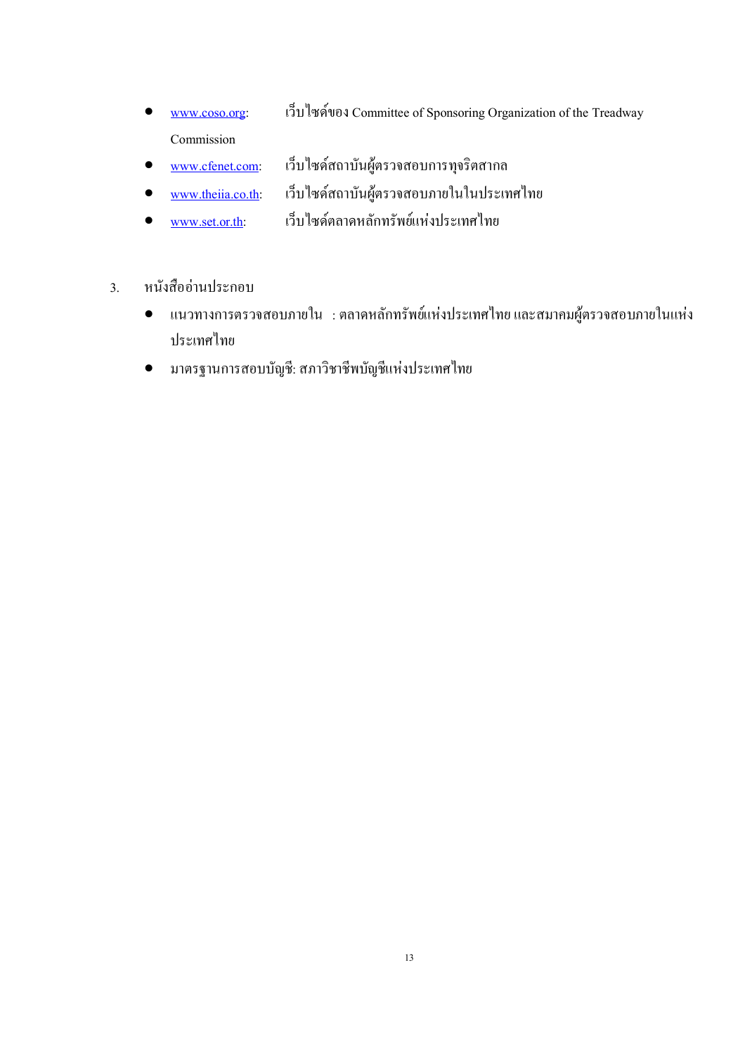- www.coso.org: เว็บไซต์ของ Committee of Sponsoring Organization of the Treadway Commission
- www.cfenet.com: เว็บไซต์สถาบันผู้ตรวจสอบการทุจริตสากล
- www.theiia.co.th: เว็บไซต์สถาบันผู้ตรวจสอบภายในในประเทศไทย
- www.set.or.th: เว็บไซต์ตลาดหลักทรัพย์แห่งประเทศไทย

3. หนังสืออ่านประกอบ

- แนวทางการตรวจสอบภายใน : ตลาดหลักทรัพย์แห่งประเทศไทย และสมาคมผู้ตรวจสอบภายในแห่งประเทศไทย
- มาตรฐานการสอบบัญชี: สภาวิชาชีพบัญชีแห่งประเทศไทย